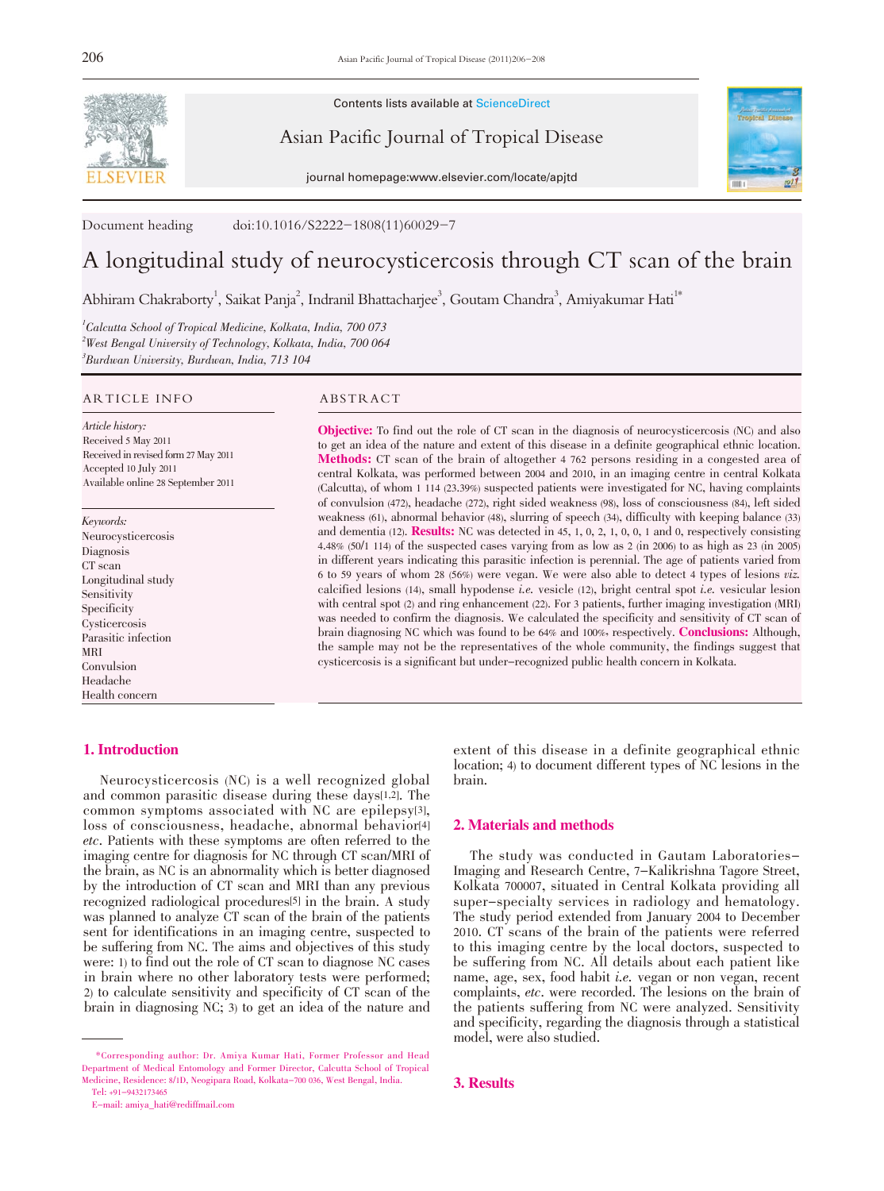Contents lists available at ScienceDirect

Asian Pacific Journal of Tropical Disease

journal homepage:www.elsevier.com/locate/apjtd

Document heading doi:10.1016/S2222-1808(11)60029-7

# A longitudinal study of neurocysticercosis through CT scan of the brain

Abhiram Chakraborty[1], Saikat Panja[2], Indranil Bhattacharjee[3], Goutam Chandra[3], Amiyakumar Hati[1*]

[1]*Calcutta School of Tropical Medicine, Kolkata, India, 700 073*
[2]*West Bengal University of Technology, Kolkata, India, 700 064*
[3]*Burdwan University, Burdwan, India, 713 104*

## ARTICLE INFO

*Article history:*
Received 5 May 2011
Received in revised form 27 May 2011
Accepted 10 July 2011
Available online 28 September 2011

*Keywords:*
Neurocysticercosis
Diagnosis
CT scan
Longitudinal study
Sensitivity
Specificity
Cysticercosis
Parasitic infection
MRI
Convulsion
Headache
Health concern

## ABSTRACT

**Objective:** To find out the role of CT scan in the diagnosis of neurocysticercosis (NC) and also to get an idea of the nature and extent of this disease in a definite geographical ethnic location. **Methods:** CT scan of the brain of altogether 4 762 persons residing in a congested area of central Kolkata, was performed between 2004 and 2010, in an imaging centre in central Kolkata (Calcutta), of whom 1 114 (23.39%) suspected patients were investigated for NC, having complaints of convulsion (472), headache (272), right sided weakness (98), loss of consciousness (84), left sided weakness (61), abnormal behavior (48), slurring of speech (34), difficulty with keeping balance (33) and dementia (12). **Results:** NC was detected in 45, 1, 0, 2, 1, 0, 0, 1 and 0, respectively consisting 4.48% (50/1 114) of the suspected cases varying from as low as 2 (in 2006) to as high as 23 (in 2005) in different years indicating this parasitic infection is perennial. The age of patients varied from 6 to 59 years of whom 28 (56%) were vegan. We were also able to detect 4 types of lesions *viz.* calcified lesions (14), small hypodense *i.e.* vesicle (12), bright central spot *i.e.* vesicular lesion with central spot (2) and ring enhancement (22). For 3 patients, further imaging investigation (MRI) was needed to confirm the diagnosis. We calculated the specificity and sensitivity of CT scan of brain diagnosing NC which was found to be 64% and 100%, respectively. **Conclusions:** Although, the sample may not be the representatives of the whole community, the findings suggest that cysticercosis is a significant but under-recognized public health concern in Kolkata.

## 1. Introduction

Neurocysticercosis (NC) is a well recognized global and common parasitic disease during these days[1,2]. The common symptoms associated with NC are epilepsy[3], loss of consciousness, headache, abnormal behavior[4] *etc*. Patients with these symptoms are often referred to the imaging centre for diagnosis for NC through CT scan/MRI of the brain, as NC is an abnormality which is better diagnosed by the introduction of CT scan and MRI than any previous recognized radiological procedures[5] in the brain. A study was planned to analyze CT scan of the brain of the patients sent for identifications in an imaging centre, suspected to be suffering from NC. The aims and objectives of this study were: 1) to find out the role of CT scan to diagnose NC cases in brain where no other laboratory tests were performed; 2) to calculate sensitivity and specificity of CT scan of the brain in diagnosing NC; 3) to get an idea of the nature and extent of this disease in a definite geographical ethnic location; 4) to document different types of NC lesions in the brain.

## 2. Materials and methods

The study was conducted in Gautam Laboratories-Imaging and Research Centre, 7-Kalikrishna Tagore Street, Kolkata 700007, situated in Central Kolkata providing all super-specialty services in radiology and hematology. The study period extended from January 2004 to December 2010. CT scans of the brain of the patients were referred to this imaging centre by the local doctors, suspected to be suffering from NC. All details about each patient like name, age, sex, food habit *i.e.* vegan or non vegan, recent complaints, *etc*. were recorded. The lesions on the brain of the patients suffering from NC were analyzed. Sensitivity and specificity, regarding the diagnosis through a statistical model, were also studied.

## 3. Results

*Corresponding author: Dr. Amiya Kumar Hati, Former Professor and Head Department of Medical Entomology and Former Director, Calcutta School of Tropical Medicine, Residence: 8/1D, Neogipara Road, Kolkata-700 036, West Bengal, India.
Tel: +91-9432173465
E-mail: amiya_hati@rediffmail.com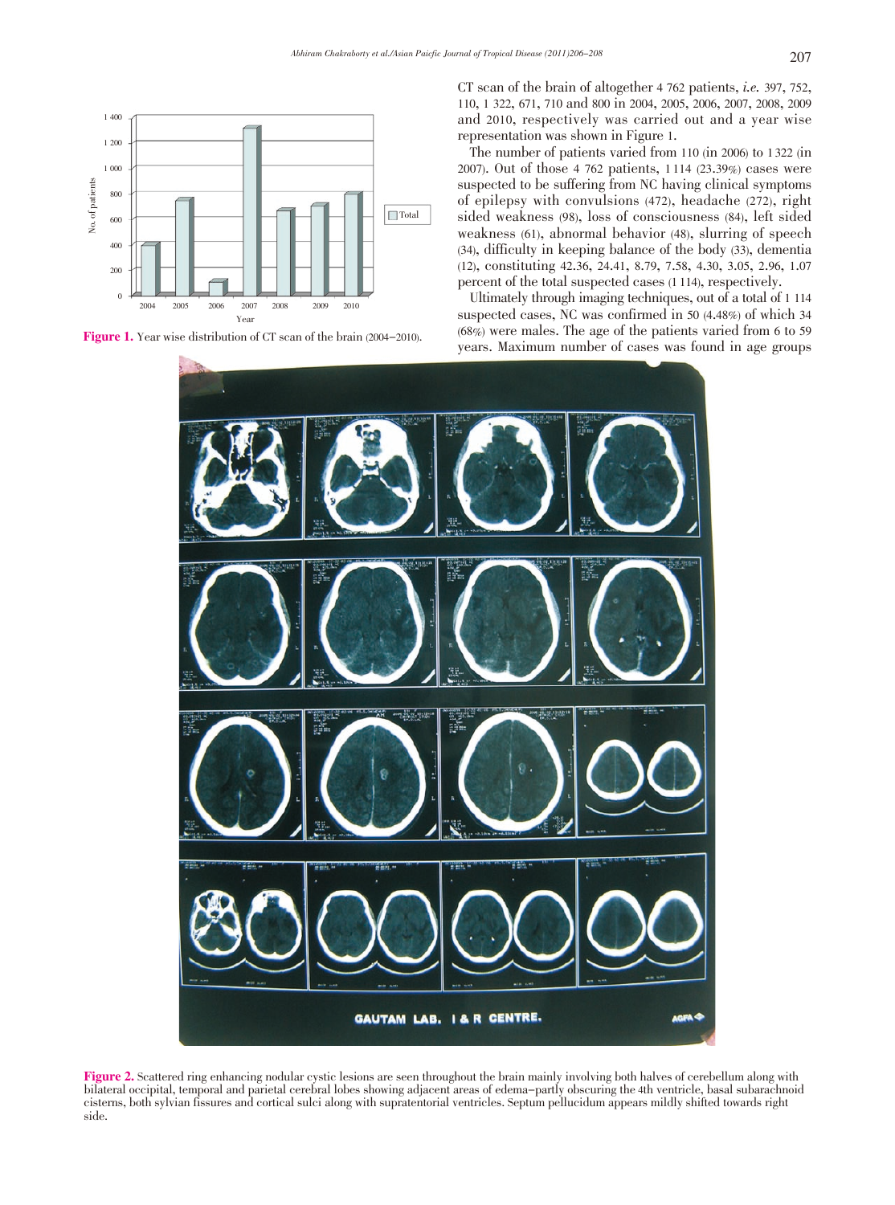Figure 1. Year wise distribution of CT scan of the brain (2004–2010).

CT scan of the brain of altogether 4 762 patients, *i.e.* 397, 752, 110, 1 322, 671, 710 and 800 in 2004, 2005, 2006, 2007, 2008, 2009 and 2010, respectively was carried out and a year wise representation was shown in Figure 1.

The number of patients varied from 110 (in 2006) to 1 322 (in 2007). Out of those 4 762 patients, 1 114 (23.39%) cases were suspected to be suffering from NC having clinical symptoms of epilepsy with convulsions (472), headache (272), right sided weakness (98), loss of consciousness (84), left sided weakness (61), abnormal behavior (48), slurring of speech (34), difficulty in keeping balance of the body (33), dementia (12), constituting 42.36, 24.41, 8.79, 7.58, 4.30, 3.05, 2.96, 1.07 percent of the total suspected cases (1 114), respectively.

Ultimately through imaging techniques, out of a total of 1 114 suspected cases, NC was confirmed in 50 (4.48%) of which 34 (68%) were males. The age of the patients varied from 6 to 59 years. Maximum number of cases was found in age groups

Figure 2. Scattered ring enhancing nodular cystic lesions are seen throughout the brain mainly involving both halves of cerebellum along with bilateral occipital, temporal and parietal cerebral lobes showing adjacent areas of edema–partly obscuring the 4th ventricle, basal subarachnoid cisterns, both sylvian fissures and cortical sulci along with supratentorial ventricles. Septum pellucidum appears mildly shifted towards right side.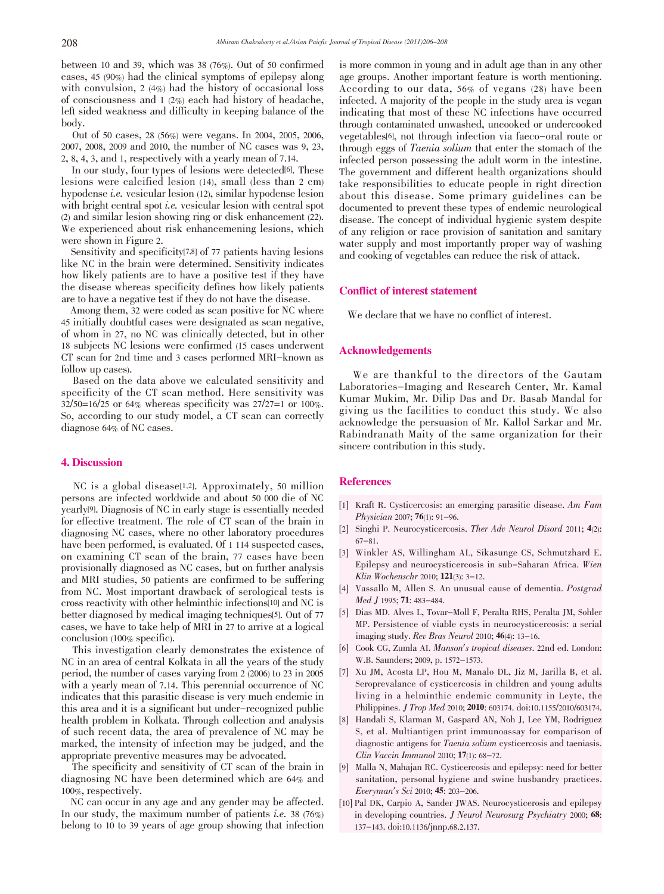between 10 and 39, which was 38 (76%). Out of 50 confirmed cases, 45 (90%) had the clinical symptoms of epilepsy along with convulsion, 2 (4%) had the history of occasional loss of consciousness and 1 (2%) each had history of headache, left sided weakness and difficulty in keeping balance of the body.

Out of 50 cases, 28 (56%) were vegans. In 2004, 2005, 2006, 2007, 2008, 2009 and 2010, the number of NC cases was 9, 23, 2, 8, 4, 3, and 1, respectively with a yearly mean of 7.14.

In our study, four types of lesions were detected[6]. These lesions were calcified lesion (14), small (less than 2 cm) hypodense *i.e.* vesicular lesion (12), similar hypodense lesion with bright central spot *i.e.* vesicular lesion with central spot (2) and similar lesion showing ring or disk enhancement (22). We experienced about risk enhancemening lesions, which were shown in Figure 2.

Sensitivity and specificity[7,8] of 77 patients having lesions like NC in the brain were determined. Sensitivity indicates how likely patients are to have a positive test if they have the disease whereas specificity defines how likely patients are to have a negative test if they do not have the disease.

Among them, 32 were coded as scan positive for NC where 45 initially doubtful cases were designated as scan negative, of whom in 27, no NC was clinically detected, but in other 18 subjects NC lesions were confirmed (15 cases underwent CT scan for 2nd time and 3 cases performed MRI–known as follow up cases).

Based on the data above we calculated sensitivity and specificity of the CT scan method. Here sensitivity was 32/50=16/25 or 64% whereas specificity was 27/27=1 or 100%. So, according to our study model, a CT scan can correctly diagnose 64% of NC cases.

## 4. Discussion

NC is a global disease[1,2]. Approximately, 50 million persons are infected worldwide and about 50 000 die of NC yearly[9]. Diagnosis of NC in early stage is essentially needed for effective treatment. The role of CT scan of the brain in diagnosing NC cases, where no other laboratory procedures have been performed, is evaluated. Of 1 114 suspected cases, on examining CT scan of the brain, 77 cases have been provisionally diagnosed as NC cases, but on further analysis and MRI studies, 50 patients are confirmed to be suffering from NC. Most important drawback of serological tests is cross reactivity with other helminthic infections[10] and NC is better diagnosed by medical imaging techniques[5]. Out of 77 cases, we have to take help of MRI in 27 to arrive at a logical conclusion (100% specific).

This investigation clearly demonstrates the existence of NC in an area of central Kolkata in all the years of the study period, the number of cases varying from 2 (2006) to 23 in 2005 with a yearly mean of 7.14. This perennial occurrence of NC indicates that this parasitic disease is very much endemic in this area and it is a significant but under–recognized public health problem in Kolkata. Through collection and analysis of such recent data, the area of prevalence of NC may be marked, the intensity of infection may be judged, and the appropriate preventive measures may be advocated.

The specificity and sensitivity of CT scan of the brain in diagnosing NC have been determined which are 64% and 100%, respectively.

NC can occur in any age and any gender may be affected. In our study, the maximum number of patients *i.e.* 38 (76%) belong to 10 to 39 years of age group showing that infection is more common in young and in adult age than in any other age groups. Another important feature is worth mentioning. According to our data, 56% of vegans (28) have been infected. A majority of the people in the study area is vegan indicating that most of these NC infections have occurred through contaminated unwashed, uncooked or undercooked vegetables[6], not through infection via faeco–oral route or through eggs of *Taenia solium* that enter the stomach of the infected person possessing the adult worm in the intestine. The government and different health organizations should take responsibilities to educate people in right direction about this disease. Some primary guidelines can be documented to prevent these types of endemic neurological disease. The concept of individual hygienic system despite of any religion or race provision of sanitation and sanitary water supply and most importantly proper way of washing and cooking of vegetables can reduce the risk of attack.

## Conflict of interest statement

We declare that we have no conflict of interest.

## Acknowledgements

We are thankful to the directors of the Gautam Laboratories–Imaging and Research Center, Mr. Kamal Kumar Mukim, Mr. Dilip Das and Dr. Basab Mandal for giving us the facilities to conduct this study. We also acknowledge the persuasion of Mr. Kallol Sarkar and Mr. Rabindranath Maity of the same organization for their sincere contribution in this study.

## References

[1] Kraft R. Cysticercosis: an emerging parasitic disease. *Am Fam Physician* 2007; **76**(1): 91–96.

[2] Singhi P. Neurocysticercosis. *Ther Adv Neurol Disord* 2011; **4**(2): 67–81.

[3] Winkler AS, Willingham AL, Sikasunge CS, Schmutzhard E. Epilepsy and neurocysticercosis in sub–Saharan Africa. *Wien Klin Wochenschr* 2010; **121**(3): 3–12.

[4] Vassallo M, Allen S. An unusual cause of dementia. *Postgrad Med J* 1995; **71**: 483–484.

[5] Dias MD. Alves L, Tovar–Moll F, Peralta RHS, Peralta JM, Sohler MP. Persistence of viable cysts in neurocysticercosis: a serial imaging study. *Rev Bras Neurol* 2010; **46**(4): 13–16.

[6] Cook CG, Zumla AI. *Manson's tropical diseases*. 22nd ed. London: W.B. Saunders; 2009, p. 1572–1573.

[7] Xu JM, Acosta LP, Hou M, Manalo DL, Jiz M, Jarilla B, et al. Seroprevalance of cysticercosis in children and young adults living in a helminthic endemic community in Leyte, the Philippines. *J Trop Med* 2010; **2010**: 603174. doi:10.1155/2010/603174.

[8] Handali S, Klarman M, Gaspard AN, Noh J, Lee YM, Rodriguez S, et al. Multiantigen print immunoassay for comparison of diagnostic antigens for *Taenia solium* cysticercosis and taeniasis. *Clin Vaccin Immunol* 2010; **17**(1): 68–72.

[9] Malla N, Mahajan RC. Cysticercosis and epilepsy: need for better sanitation, personal hygiene and swine husbandry practices. *Everyman's Sci* 2010; **45**: 203–206.

[10] Pal DK, Carpio A, Sander JWAS. Neurocysticerosis and epilepsy in developing countries. *J Neurol Neurosurg Psychiatry* 2000; **68**: 137–143. doi:10.1136/jnnp.68.2.137.